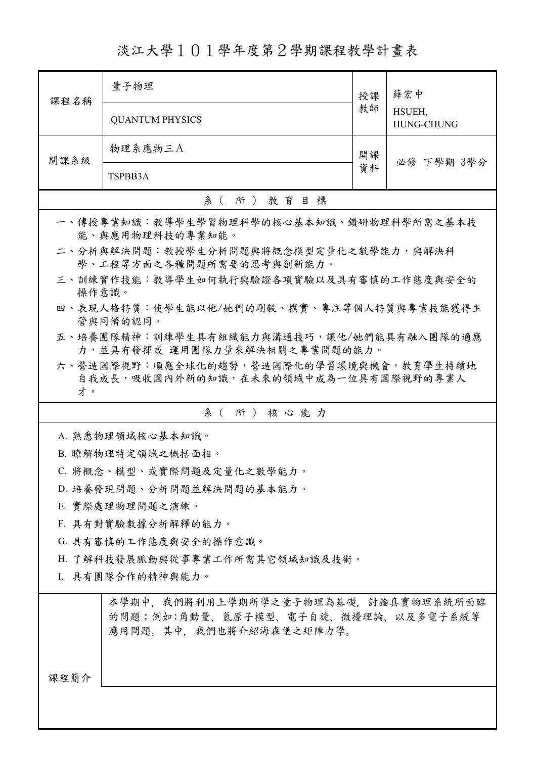# 淡江大學１０１學年度第２學期課程教學計畫表

| 課程名稱 | 量子物理 | 授課教師 | 薛宏中 |
|---|---|---|---|
| | QUANTUM PHYSICS | | HSUEH, HUNG-CHUNG |
| 開課系級 | 物理系應物三Ａ | 開課資料 | 必修 下學期 3學分 |
| | TSPBB3A | | |

## 系（所）教育目標

一、傳授專業知識：教導學生學習物理科學的核心基本知識、鑽研物理科學所需之基本技能、與應用物理科技的專業知能。

二、分析與解決問題：教授學生分析問題與將概念模型定量化之數學能力，與解決科學、工程等方面之各種問題所需要的思考與創新能力。

三、訓練實作技能：教導學生如何執行與驗證各項實驗以及具有審慎的工作態度與安全的操作意識。

四、表現人格特質：使學生能以他/她們的剛毅、樸實、專注等個人特質與專業技能獲得主管與同儕的認同。

五、培養團隊精神：訓練學生具有組織能力與溝通技巧，讓他/她們能具有融入團隊的適應力，並具有發揮或 運用團隊力量來解決相關之專業問題的能力。

六、營造國際視野：順應全球化的趨勢，營造國際化的學習環境與機會，教育學生持續地自我成長，吸收國內外新的知識，在未來的領域中成為一位具有國際視野的專業人才。

## 系（所）核心能力

A. 熟悉物理領域核心基本知識。

B. 瞭解物理特定領域之概括面相。

C. 將概念、模型、或實際問題及定量化之數學能力。

D. 培養發現問題、分析問題並解決問題的基本能力。

E. 實際處理物理問題之演練。

F. 具有對實驗數據分析解釋的能力。

G. 具有審慎的工作態度與安全的操作意識。

H. 了解科技發展脈動與從事專業工作所需其它領域知識及技術。

I. 具有團隊合作的精神與能力。

## 課程簡介

本學期中，我們將利用上學期所學之量子物理為基礎，討論真實物理系統所面臨的問題；例如:角動量、氫原子模型、電子自旋、微擾理論、以及多電子系統等應用問題。其中，我們也將介紹海森堡之矩陣力學。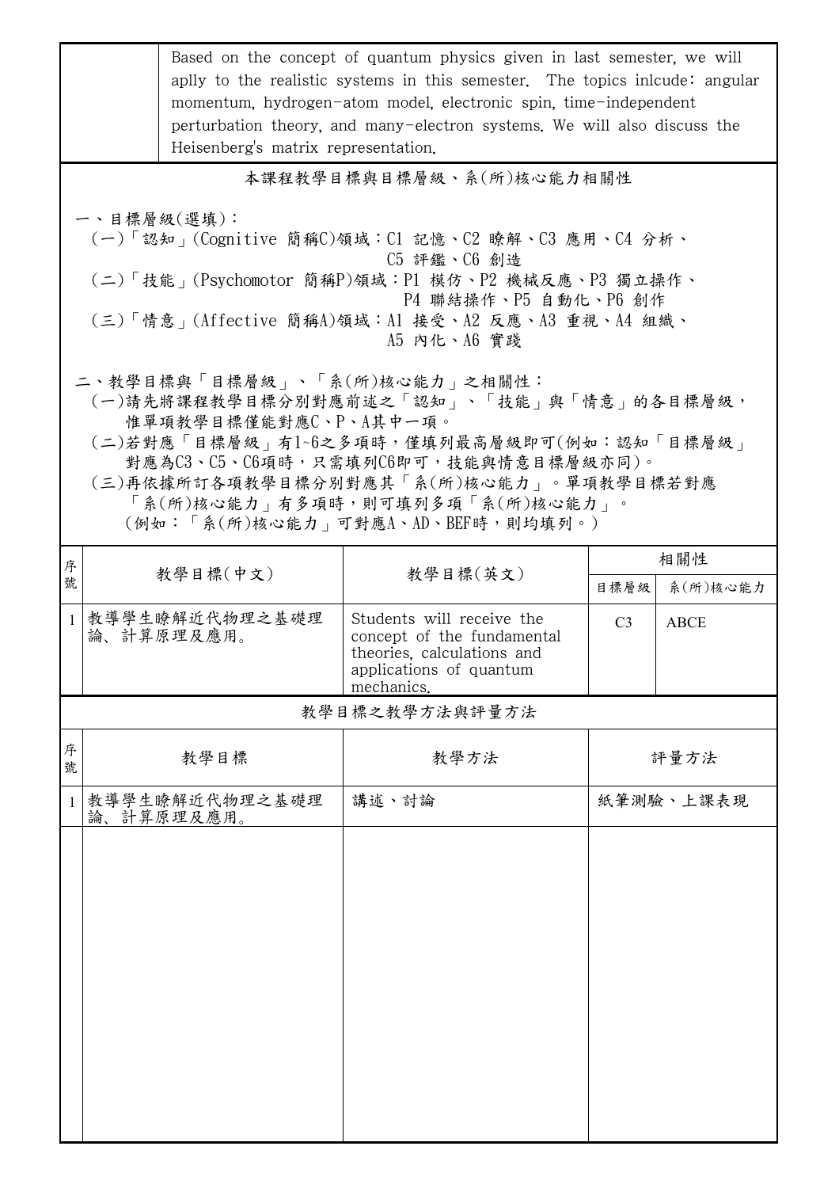|  | Based on the concept of quantum physics given in last semester, we will aplly to the realistic systems in this semester. The topics inlcude: angular momentum, hydrogen-atom model, electronic spin, time-independent perturbation theory, and many-electron systems. We will also discuss the Heisenberg's matrix representation. |
|---|---|

## 本課程教學目標與目標層級、系(所)核心能力相關性

一、目標層級(選填)：

(一)「認知」(Cognitive 簡稱C)領域：C1 記憶、C2 瞭解、C3 應用、C4 分析、C5 評鑑、C6 創造

(二)「技能」(Psychomotor 簡稱P)領域：P1 模仿、P2 機械反應、P3 獨立操作、P4 聯結操作、P5 自動化、P6 創作

(三)「情意」(Affective 簡稱A)領域：A1 接受、A2 反應、A3 重視、A4 組織、A5 內化、A6 實踐

二、教學目標與「目標層級」、「系(所)核心能力」之相關性：

(一)請先將課程教學目標分別對應前述之「認知」、「技能」與「情意」的各目標層級，惟單項教學目標僅能對應C、P、A其中一項。

(二)若對應「目標層級」有1~6之多項時，僅填列最高層級即可(例如：認知「目標層級」對應為C3、C5、C6項時，只需填列C6即可，技能與情意目標層級亦同)。

(三)再依據所訂各項教學目標分別對應其「系(所)核心能力」。單項教學目標若對應「系(所)核心能力」有多項時，則可填列多項「系(所)核心能力」。(例如：「系(所)核心能力」可對應A、AD、BEF時，則均填列。)

| 序號 | 教學目標(中文) | 教學目標(英文) | 相關性 | |
|---|---|---|---|---|
| | | | 目標層級 | 系(所)核心能力 |
| 1 | 教導學生瞭解近代物理之基礎理論、計算原理及應用。 | Students will receive the concept of the fundamental theories, calculations and applications of quantum mechanics. | C3 | ABCE |

## 教學目標之教學方法與評量方法

| 序號 | 教學目標 | 教學方法 | 評量方法 |
|---|---|---|---|
| 1 | 教導學生瞭解近代物理之基礎理論、計算原理及應用。 | 講述、討論 | 紙筆測驗、上課表現 |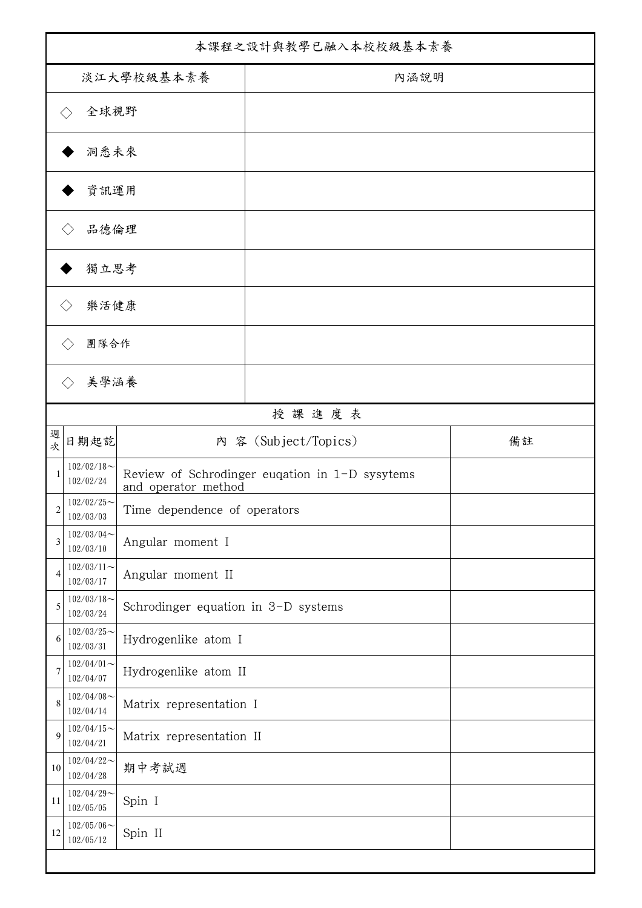| 本課程之設計與教學已融入本校校級基本素養 | |
|---|---|
| 淡江大學校級基本素養 | 內涵說明 |
| ◇ 全球視野 | |
| ◆ 洞悉未來 | |
| ◆ 資訊運用 | |
| ◇ 品德倫理 | |
| ◆ 獨立思考 | |
| ◇ 樂活健康 | |
| ◇ 團隊合作 | |
| ◇ 美學涵養 | |

授 課 進 度 表

| 週次 | 日期起訖 | 內 容 (Subject/Topics) | 備註 |
|---|---|---|---|
| 1 | 102/02/18～102/02/24 | Review of Schrodinger euqation in 1-D sysytems and operator method | |
| 2 | 102/02/25～102/03/03 | Time dependence of operators | |
| 3 | 102/03/04～102/03/10 | Angular moment I | |
| 4 | 102/03/11～102/03/17 | Angular moment II | |
| 5 | 102/03/18～102/03/24 | Schrodinger equation in 3-D systems | |
| 6 | 102/03/25～102/03/31 | Hydrogenlike atom I | |
| 7 | 102/04/01～102/04/07 | Hydrogenlike atom II | |
| 8 | 102/04/08～102/04/14 | Matrix representation I | |
| 9 | 102/04/15～102/04/21 | Matrix representation II | |
| 10 | 102/04/22～102/04/28 | 期中考試週 | |
| 11 | 102/04/29～102/05/05 | Spin I | |
| 12 | 102/05/06～102/05/12 | Spin II | |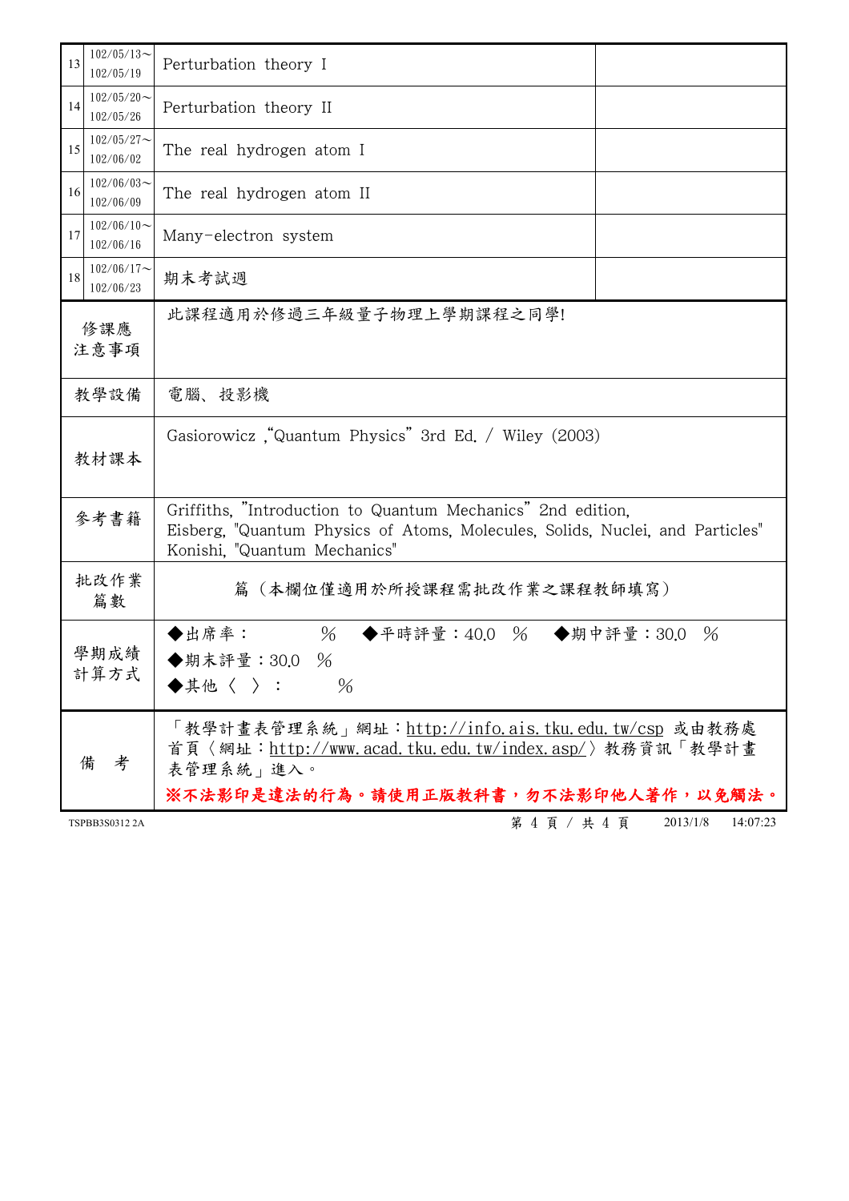| | | | |
|---|---|---|---|
| 13 | 102/05/13～102/05/19 | Perturbation theory I | |
| 14 | 102/05/20～102/05/26 | Perturbation theory II | |
| 15 | 102/05/27～102/06/02 | The real hydrogen atom I | |
| 16 | 102/06/03～102/06/09 | The real hydrogen atom II | |
| 17 | 102/06/10～102/06/16 | Many-electron system | |
| 18 | 102/06/17～102/06/23 | 期末考試週 | |

| | |
|---|---|
| 修課應注意事項 | 此課程適用於修過三年級量子物理上學期課程之同學! |
| 教學設備 | 電腦、投影機 |
| 教材課本 | Gasiorowicz ,"Quantum Physics" 3rd Ed. / Wiley (2003) |
| 參考書籍 | Griffiths, "Introduction to Quantum Mechanics" 2nd edition,<br>Eisberg, "Quantum Physics of Atoms, Molecules, Solids, Nuclei, and Particles"<br>Konishi, "Quantum Mechanics" |
| 批改作業篇數 | 篇（本欄位僅適用於所授課程需批改作業之課程教師填寫） |
| 學期成績計算方式 | ◆出席率： ％ ◆平時評量：40.0 ％ ◆期中評量：30.0 ％<br>◆期末評量：30.0 ％<br>◆其他〈 〉： ％ |
| 備　考 | 「教學計畫表管理系統」網址：http://info.ais.tku.edu.tw/csp 或由教務處首頁〈網址：http://www.acad.tku.edu.tw/index.asp/〉教務資訊「教學計畫表管理系統」進入。<br>**※不法影印是違法的行為。請使用正版教科書，勿不法影印他人著作，以免觸法。** |

TSPBB3S0312 2A　　2013/1/8　14:07:23